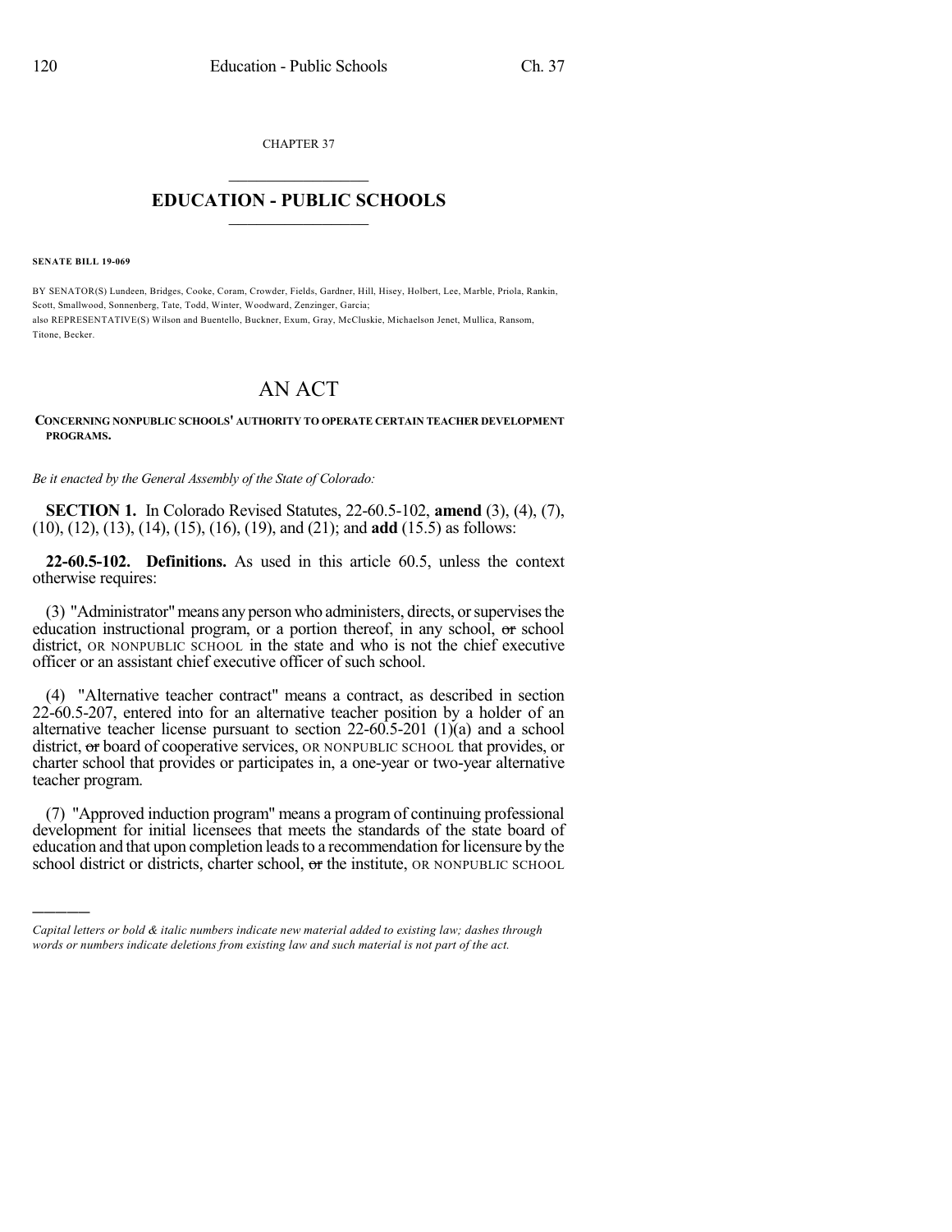CHAPTER 37

# EDUCATION - PUBLIC SCHOOLS

**SENATE BILL 19-069**

BY SENATOR(S) Lundeen, Bridges, Cooke, Coram, Crowder, Fields, Gardner, Hill, Hisey, Holbert, Lee, Marble, Priola, Rankin, Scott, Smallwood, Sonnenberg, Tate, Todd, Winter, Woodward, Zenzinger, Garcia;
also REPRESENTATIVE(S) Wilson and Buentello, Buckner, Exum, Gray, McCluskie, Michaelson Jenet, Mullica, Ransom, Titone, Becker.

# AN ACT

**CONCERNING NONPUBLIC SCHOOLS' AUTHORITY TO OPERATE CERTAIN TEACHER DEVELOPMENT PROGRAMS.**

*Be it enacted by the General Assembly of the State of Colorado:*

**SECTION 1.** In Colorado Revised Statutes, 22-60.5-102, **amend** (3), (4), (7), (10), (12), (13), (14), (15), (16), (19), and (21); and **add** (15.5) as follows:

**22-60.5-102. Definitions.** As used in this article 60.5, unless the context otherwise requires:

(3) "Administrator" means any person who administers, directs, or supervises the education instructional program, or a portion thereof, in any school, ~~or~~ school district, OR NONPUBLIC SCHOOL in the state and who is not the chief executive officer or an assistant chief executive officer of such school.

(4) "Alternative teacher contract" means a contract, as described in section 22-60.5-207, entered into for an alternative teacher position by a holder of an alternative teacher license pursuant to section 22-60.5-201 (1)(a) and a school district, ~~or~~ board of cooperative services, OR NONPUBLIC SCHOOL that provides, or charter school that provides or participates in, a one-year or two-year alternative teacher program.

(7) "Approved induction program" means a program of continuing professional development for initial licensees that meets the standards of the state board of education and that upon completion leads to a recommendation for licensure by the school district or districts, charter school, ~~or~~ the institute, OR NONPUBLIC SCHOOL

*Capital letters or bold & italic numbers indicate new material added to existing law; dashes through words or numbers indicate deletions from existing law and such material is not part of the act.*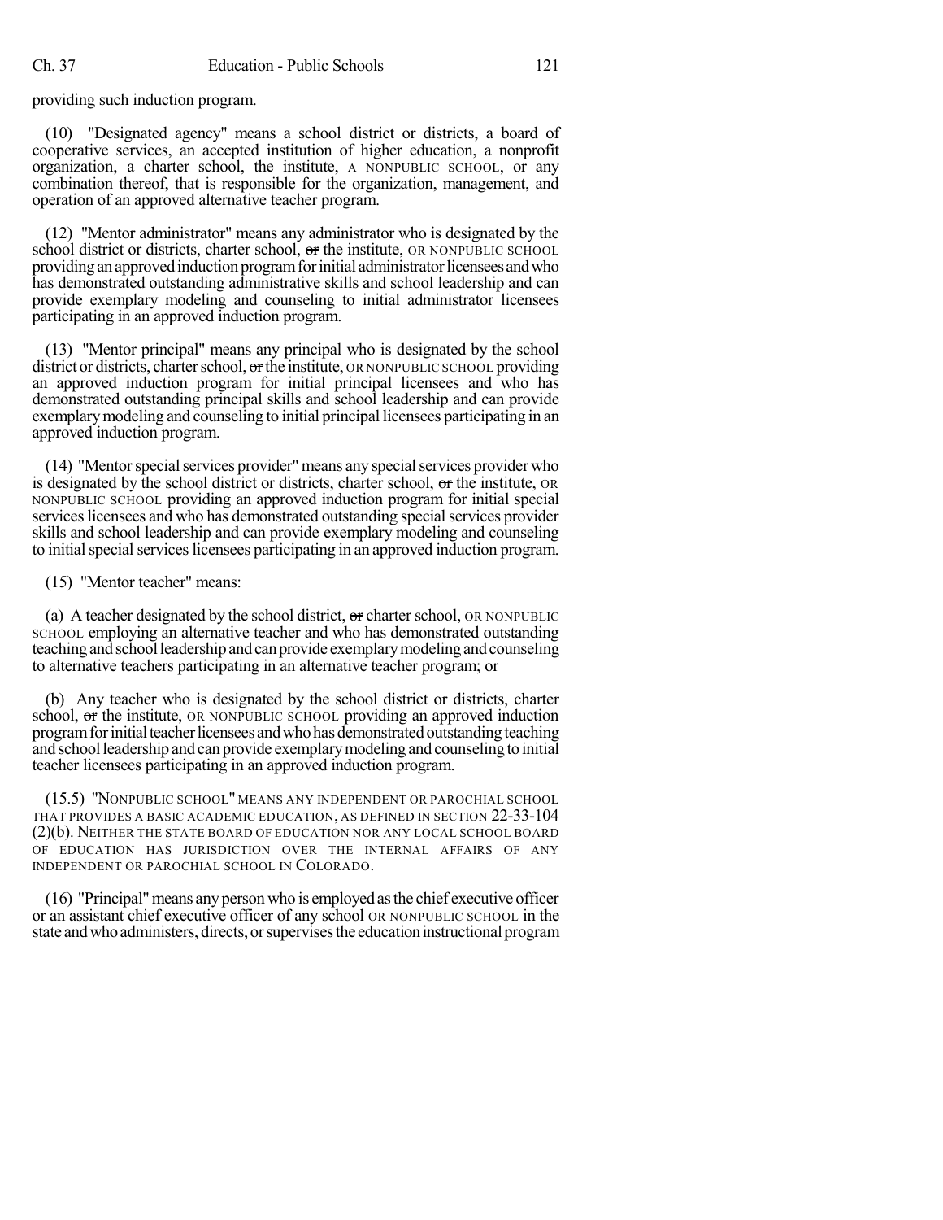providing such induction program.

(10) "Designated agency" means a school district or districts, a board of cooperative services, an accepted institution of higher education, a nonprofit organization, a charter school, the institute, A NONPUBLIC SCHOOL, or any combination thereof, that is responsible for the organization, management, and operation of an approved alternative teacher program.

(12) "Mentor administrator" means any administrator who is designated by the school district or districts, charter school, ~~or~~ the institute, OR NONPUBLIC SCHOOL providing an approved induction program for initial administrator licensees and who has demonstrated outstanding administrative skills and school leadership and can provide exemplary modeling and counseling to initial administrator licensees participating in an approved induction program.

(13) "Mentor principal" means any principal who is designated by the school district or districts, charter school, ~~or~~ the institute, OR NONPUBLIC SCHOOL providing an approved induction program for initial principal licensees and who has demonstrated outstanding principal skills and school leadership and can provide exemplary modeling and counseling to initial principal licensees participating in an approved induction program.

(14) "Mentor special services provider" means any special services provider who is designated by the school district or districts, charter school, ~~or~~ the institute, OR NONPUBLIC SCHOOL providing an approved induction program for initial special services licensees and who has demonstrated outstanding special services provider skills and school leadership and can provide exemplary modeling and counseling to initial special services licensees participating in an approved induction program.

(15) "Mentor teacher" means:

(a) A teacher designated by the school district, ~~or~~ charter school, OR NONPUBLIC SCHOOL employing an alternative teacher and who has demonstrated outstanding teaching and school leadership and can provide exemplary modeling and counseling to alternative teachers participating in an alternative teacher program; or

(b) Any teacher who is designated by the school district or districts, charter school, ~~or~~ the institute, OR NONPUBLIC SCHOOL providing an approved induction program for initial teacher licensees and who has demonstrated outstanding teaching and school leadership and can provide exemplary modeling and counseling to initial teacher licensees participating in an approved induction program.

(15.5) "NONPUBLIC SCHOOL" MEANS ANY INDEPENDENT OR PAROCHIAL SCHOOL THAT PROVIDES A BASIC ACADEMIC EDUCATION, AS DEFINED IN SECTION 22-33-104 (2)(b). NEITHER THE STATE BOARD OF EDUCATION NOR ANY LOCAL SCHOOL BOARD OF EDUCATION HAS JURISDICTION OVER THE INTERNAL AFFAIRS OF ANY INDEPENDENT OR PAROCHIAL SCHOOL IN COLORADO.

(16) "Principal" means any person who is employed as the chief executive officer or an assistant chief executive officer of any school OR NONPUBLIC SCHOOL in the state and who administers, directs, or supervises the education instructional program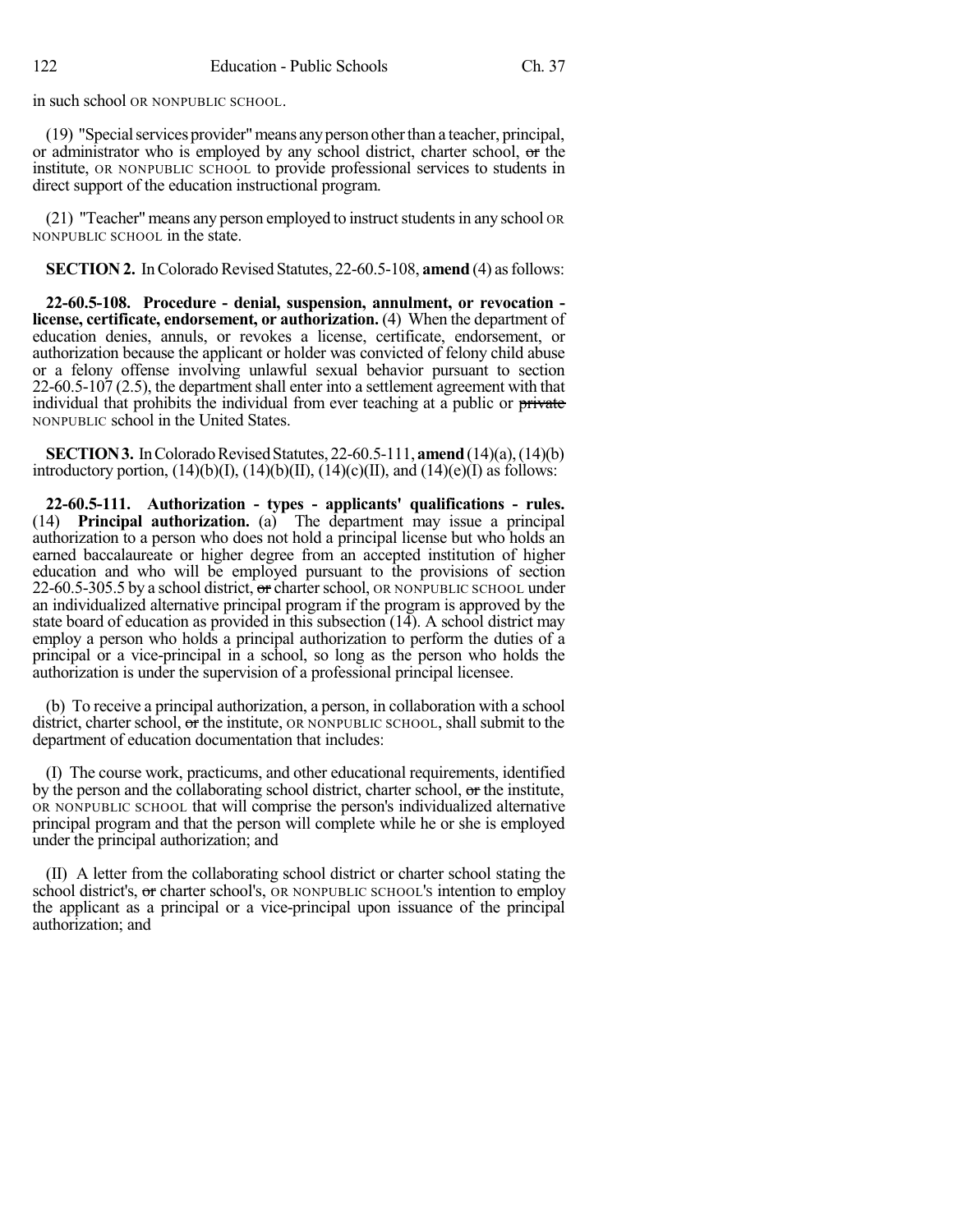in such school OR NONPUBLIC SCHOOL.

(19) "Special services provider" means any person other than a teacher, principal, or administrator who is employed by any school district, charter school, ~~or~~ the institute, OR NONPUBLIC SCHOOL to provide professional services to students in direct support of the education instructional program.

(21) "Teacher" means any person employed to instruct students in any school OR NONPUBLIC SCHOOL in the state.

**SECTION 2.** In Colorado Revised Statutes, 22-60.5-108, **amend** (4) as follows:

**22-60.5-108. Procedure - denial, suspension, annulment, or revocation - license, certificate, endorsement, or authorization.** (4) When the department of education denies, annuls, or revokes a license, certificate, endorsement, or authorization because the applicant or holder was convicted of felony child abuse or a felony offense involving unlawful sexual behavior pursuant to section 22-60.5-107 (2.5), the department shall enter into a settlement agreement with that individual that prohibits the individual from ever teaching at a public or ~~private~~ NONPUBLIC school in the United States.

**SECTION 3.** In Colorado Revised Statutes, 22-60.5-111, **amend** (14)(a), (14)(b) introductory portion, (14)(b)(I), (14)(b)(II), (14)(c)(II), and (14)(e)(I) as follows:

**22-60.5-111. Authorization - types - applicants' qualifications - rules.** (14) **Principal authorization.** (a) The department may issue a principal authorization to a person who does not hold a principal license but who holds an earned baccalaureate or higher degree from an accepted institution of higher education and who will be employed pursuant to the provisions of section 22-60.5-305.5 by a school district, ~~or~~ charter school, OR NONPUBLIC SCHOOL under an individualized alternative principal program if the program is approved by the state board of education as provided in this subsection (14). A school district may employ a person who holds a principal authorization to perform the duties of a principal or a vice-principal in a school, so long as the person who holds the authorization is under the supervision of a professional principal licensee.

(b) To receive a principal authorization, a person, in collaboration with a school district, charter school, ~~or~~ the institute, OR NONPUBLIC SCHOOL, shall submit to the department of education documentation that includes:

(I) The course work, practicums, and other educational requirements, identified by the person and the collaborating school district, charter school, ~~or~~ the institute, OR NONPUBLIC SCHOOL that will comprise the person's individualized alternative principal program and that the person will complete while he or she is employed under the principal authorization; and

(II) A letter from the collaborating school district or charter school stating the school district's, ~~or~~ charter school's, OR NONPUBLIC SCHOOL'S intention to employ the applicant as a principal or a vice-principal upon issuance of the principal authorization; and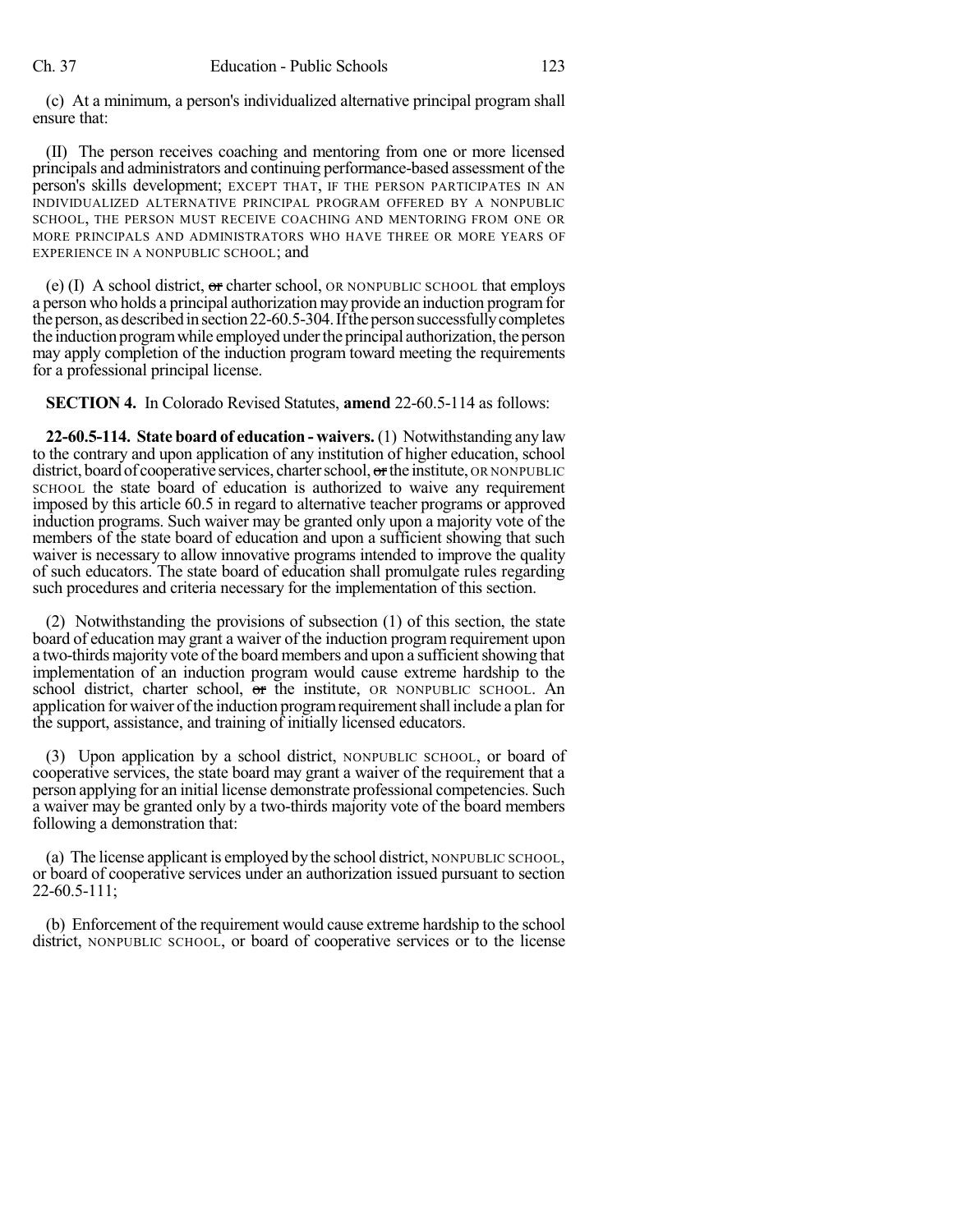(c) At a minimum, a person's individualized alternative principal program shall ensure that:

(II) The person receives coaching and mentoring from one or more licensed principals and administrators and continuing performance-based assessment of the person's skills development; EXCEPT THAT, IF THE PERSON PARTICIPATES IN AN INDIVIDUALIZED ALTERNATIVE PRINCIPAL PROGRAM OFFERED BY A NONPUBLIC SCHOOL, THE PERSON MUST RECEIVE COACHING AND MENTORING FROM ONE OR MORE PRINCIPALS AND ADMINISTRATORS WHO HAVE THREE OR MORE YEARS OF EXPERIENCE IN A NONPUBLIC SCHOOL; and

(e) (I) A school district, ~~or~~ charter school, OR NONPUBLIC SCHOOL that employs a person who holds a principal authorization may provide an induction program for the person, as described in section 22-60.5-304. If the person successfully completes the induction program while employed under the principal authorization, the person may apply completion of the induction program toward meeting the requirements for a professional principal license.

**SECTION 4.** In Colorado Revised Statutes, **amend** 22-60.5-114 as follows:

**22-60.5-114. State board of education - waivers.** (1) Notwithstanding any law to the contrary and upon application of any institution of higher education, school district, board of cooperative services, charter school, ~~or~~ the institute, OR NONPUBLIC SCHOOL the state board of education is authorized to waive any requirement imposed by this article 60.5 in regard to alternative teacher programs or approved induction programs. Such waiver may be granted only upon a majority vote of the members of the state board of education and upon a sufficient showing that such waiver is necessary to allow innovative programs intended to improve the quality of such educators. The state board of education shall promulgate rules regarding such procedures and criteria necessary for the implementation of this section.

(2) Notwithstanding the provisions of subsection (1) of this section, the state board of education may grant a waiver of the induction program requirement upon a two-thirds majority vote of the board members and upon a sufficient showing that implementation of an induction program would cause extreme hardship to the school district, charter school, ~~or~~ the institute, OR NONPUBLIC SCHOOL. An application for waiver of the induction program requirement shall include a plan for the support, assistance, and training of initially licensed educators.

(3) Upon application by a school district, NONPUBLIC SCHOOL, or board of cooperative services, the state board may grant a waiver of the requirement that a person applying for an initial license demonstrate professional competencies. Such a waiver may be granted only by a two-thirds majority vote of the board members following a demonstration that:

(a) The license applicant is employed by the school district, NONPUBLIC SCHOOL, or board of cooperative services under an authorization issued pursuant to section 22-60.5-111;

(b) Enforcement of the requirement would cause extreme hardship to the school district, NONPUBLIC SCHOOL, or board of cooperative services or to the license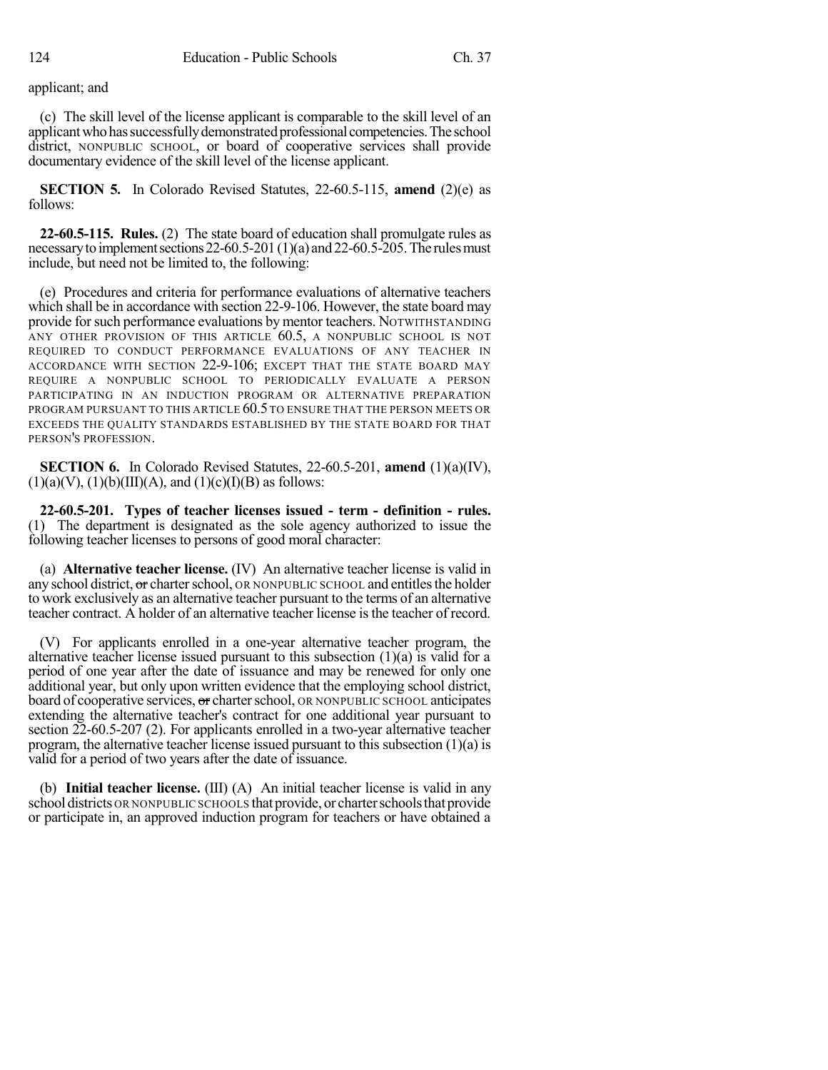applicant; and

(c) The skill level of the license applicant is comparable to the skill level of an applicant who has successfully demonstrated professional competencies. The school district, NONPUBLIC SCHOOL, or board of cooperative services shall provide documentary evidence of the skill level of the license applicant.

**SECTION 5.** In Colorado Revised Statutes, 22-60.5-115, **amend** (2)(e) as follows:

**22-60.5-115. Rules.** (2) The state board of education shall promulgate rules as necessary to implement sections 22-60.5-201 (1)(a) and 22-60.5-205. The rules must include, but need not be limited to, the following:

(e) Procedures and criteria for performance evaluations of alternative teachers which shall be in accordance with section 22-9-106. However, the state board may provide for such performance evaluations by mentor teachers. NOTWITHSTANDING ANY OTHER PROVISION OF THIS ARTICLE 60.5, A NONPUBLIC SCHOOL IS NOT REQUIRED TO CONDUCT PERFORMANCE EVALUATIONS OF ANY TEACHER IN ACCORDANCE WITH SECTION 22-9-106; EXCEPT THAT THE STATE BOARD MAY REQUIRE A NONPUBLIC SCHOOL TO PERIODICALLY EVALUATE A PERSON PARTICIPATING IN AN INDUCTION PROGRAM OR ALTERNATIVE PREPARATION PROGRAM PURSUANT TO THIS ARTICLE 60.5 TO ENSURE THAT THE PERSON MEETS OR EXCEEDS THE QUALITY STANDARDS ESTABLISHED BY THE STATE BOARD FOR THAT PERSON'S PROFESSION.

**SECTION 6.** In Colorado Revised Statutes, 22-60.5-201, **amend** (1)(a)(IV), (1)(a)(V), (1)(b)(III)(A), and (1)(c)(I)(B) as follows:

**22-60.5-201. Types of teacher licenses issued - term - definition - rules.** (1) The department is designated as the sole agency authorized to issue the following teacher licenses to persons of good moral character:

(a) **Alternative teacher license.** (IV) An alternative teacher license is valid in any school district, ~~or~~ charter school, OR NONPUBLIC SCHOOL and entitles the holder to work exclusively as an alternative teacher pursuant to the terms of an alternative teacher contract. A holder of an alternative teacher license is the teacher of record.

(V) For applicants enrolled in a one-year alternative teacher program, the alternative teacher license issued pursuant to this subsection (1)(a) is valid for a period of one year after the date of issuance and may be renewed for only one additional year, but only upon written evidence that the employing school district, board of cooperative services, ~~or~~ charter school, OR NONPUBLIC SCHOOL anticipates extending the alternative teacher's contract for one additional year pursuant to section 22-60.5-207 (2). For applicants enrolled in a two-year alternative teacher program, the alternative teacher license issued pursuant to this subsection (1)(a) is valid for a period of two years after the date of issuance.

(b) **Initial teacher license.** (III) (A) An initial teacher license is valid in any school districts OR NONPUBLIC SCHOOLS that provide, or charter schools that provide or participate in, an approved induction program for teachers or have obtained a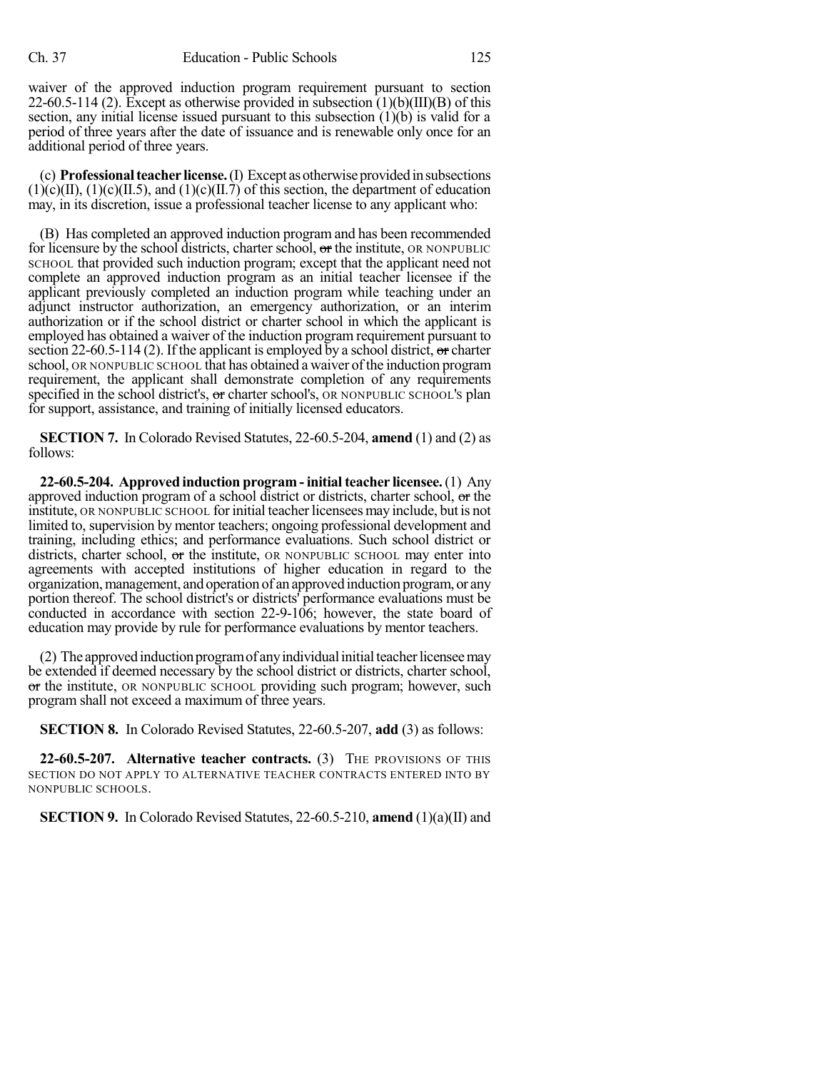waiver of the approved induction program requirement pursuant to section 22-60.5-114 (2). Except as otherwise provided in subsection (1)(b)(III)(B) of this section, any initial license issued pursuant to this subsection (1)(b) is valid for a period of three years after the date of issuance and is renewable only once for an additional period of three years.

(c) **Professional teacher license.** (I) Except as otherwise provided in subsections (1)(c)(II), (1)(c)(II.5), and (1)(c)(II.7) of this section, the department of education may, in its discretion, issue a professional teacher license to any applicant who:

(B) Has completed an approved induction program and has been recommended for licensure by the school districts, charter school, ~~or~~ the institute, OR NONPUBLIC SCHOOL that provided such induction program; except that the applicant need not complete an approved induction program as an initial teacher licensee if the applicant previously completed an induction program while teaching under an adjunct instructor authorization, an emergency authorization, or an interim authorization or if the school district or charter school in which the applicant is employed has obtained a waiver of the induction program requirement pursuant to section 22-60.5-114 (2). If the applicant is employed by a school district, ~~or~~ charter school, OR NONPUBLIC SCHOOL that has obtained a waiver of the induction program requirement, the applicant shall demonstrate completion of any requirements specified in the school district's, ~~or~~ charter school's, OR NONPUBLIC SCHOOL'S plan for support, assistance, and training of initially licensed educators.

**SECTION 7.** In Colorado Revised Statutes, 22-60.5-204, **amend** (1) and (2) as follows:

**22-60.5-204. Approved induction program - initial teacher licensee.** (1) Any approved induction program of a school district or districts, charter school, ~~or~~ the institute, OR NONPUBLIC SCHOOL for initial teacher licensees may include, but is not limited to, supervision by mentor teachers; ongoing professional development and training, including ethics; and performance evaluations. Such school district or districts, charter school, ~~or~~ the institute, OR NONPUBLIC SCHOOL may enter into agreements with accepted institutions of higher education in regard to the organization, management, and operation of an approved induction program, or any portion thereof. The school district's or districts' performance evaluations must be conducted in accordance with section 22-9-106; however, the state board of education may provide by rule for performance evaluations by mentor teachers.

(2) The approved induction program of any individual initial teacher licensee may be extended if deemed necessary by the school district or districts, charter school, ~~or~~ the institute, OR NONPUBLIC SCHOOL providing such program; however, such program shall not exceed a maximum of three years.

**SECTION 8.** In Colorado Revised Statutes, 22-60.5-207, **add** (3) as follows:

**22-60.5-207. Alternative teacher contracts.** (3) THE PROVISIONS OF THIS SECTION DO NOT APPLY TO ALTERNATIVE TEACHER CONTRACTS ENTERED INTO BY NONPUBLIC SCHOOLS.

**SECTION 9.** In Colorado Revised Statutes, 22-60.5-210, **amend** (1)(a)(II) and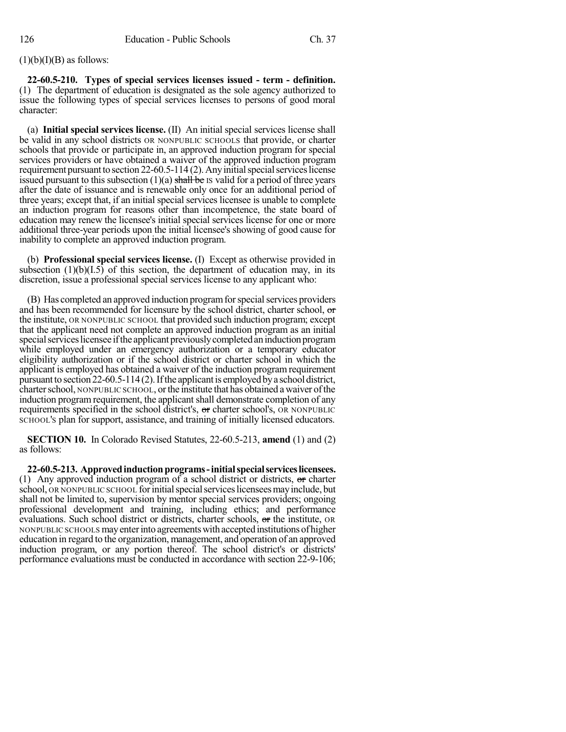(1)(b)(I)(B) as follows:

**22-60.5-210. Types of special services licenses issued - term - definition.** (1) The department of education is designated as the sole agency authorized to issue the following types of special services licenses to persons of good moral character:

(a) **Initial special services license.** (II) An initial special services license shall be valid in any school districts OR NONPUBLIC SCHOOLS that provide, or charter schools that provide or participate in, an approved induction program for special services providers or have obtained a waiver of the approved induction program requirement pursuant to section 22-60.5-114 (2). Any initial special services license issued pursuant to this subsection (1)(a) ~~shall be~~ IS valid for a period of three years after the date of issuance and is renewable only once for an additional period of three years; except that, if an initial special services licensee is unable to complete an induction program for reasons other than incompetence, the state board of education may renew the licensee's initial special services license for one or more additional three-year periods upon the initial licensee's showing of good cause for inability to complete an approved induction program.

(b) **Professional special services license.** (I) Except as otherwise provided in subsection (1)(b)(I.5) of this section, the department of education may, in its discretion, issue a professional special services license to any applicant who:

(B) Has completed an approved induction program for special services providers and has been recommended for licensure by the school district, charter school, ~~or~~ the institute, OR NONPUBLIC SCHOOL that provided such induction program; except that the applicant need not complete an approved induction program as an initial special services licensee if the applicant previously completed an induction program while employed under an emergency authorization or a temporary educator eligibility authorization or if the school district or charter school in which the applicant is employed has obtained a waiver of the induction program requirement pursuant to section 22-60.5-114 (2). If the applicant is employed by a school district, charter school, NONPUBLIC SCHOOL, or the institute that has obtained a waiver of the induction program requirement, the applicant shall demonstrate completion of any requirements specified in the school district's, ~~or~~ charter school's, OR NONPUBLIC SCHOOL'S plan for support, assistance, and training of initially licensed educators.

**SECTION 10.** In Colorado Revised Statutes, 22-60.5-213, **amend** (1) and (2) as follows:

**22-60.5-213. Approved induction programs - initial special services licensees.** (1) Any approved induction program of a school district or districts, ~~or~~ charter school, OR NONPUBLIC SCHOOL for initial special services licensees may include, but shall not be limited to, supervision by mentor special services providers; ongoing professional development and training, including ethics; and performance evaluations. Such school district or districts, charter schools, ~~or~~ the institute, OR NONPUBLIC SCHOOLS may enter into agreements with accepted institutions of higher education in regard to the organization, management, and operation of an approved induction program, or any portion thereof. The school district's or districts' performance evaluations must be conducted in accordance with section 22-9-106;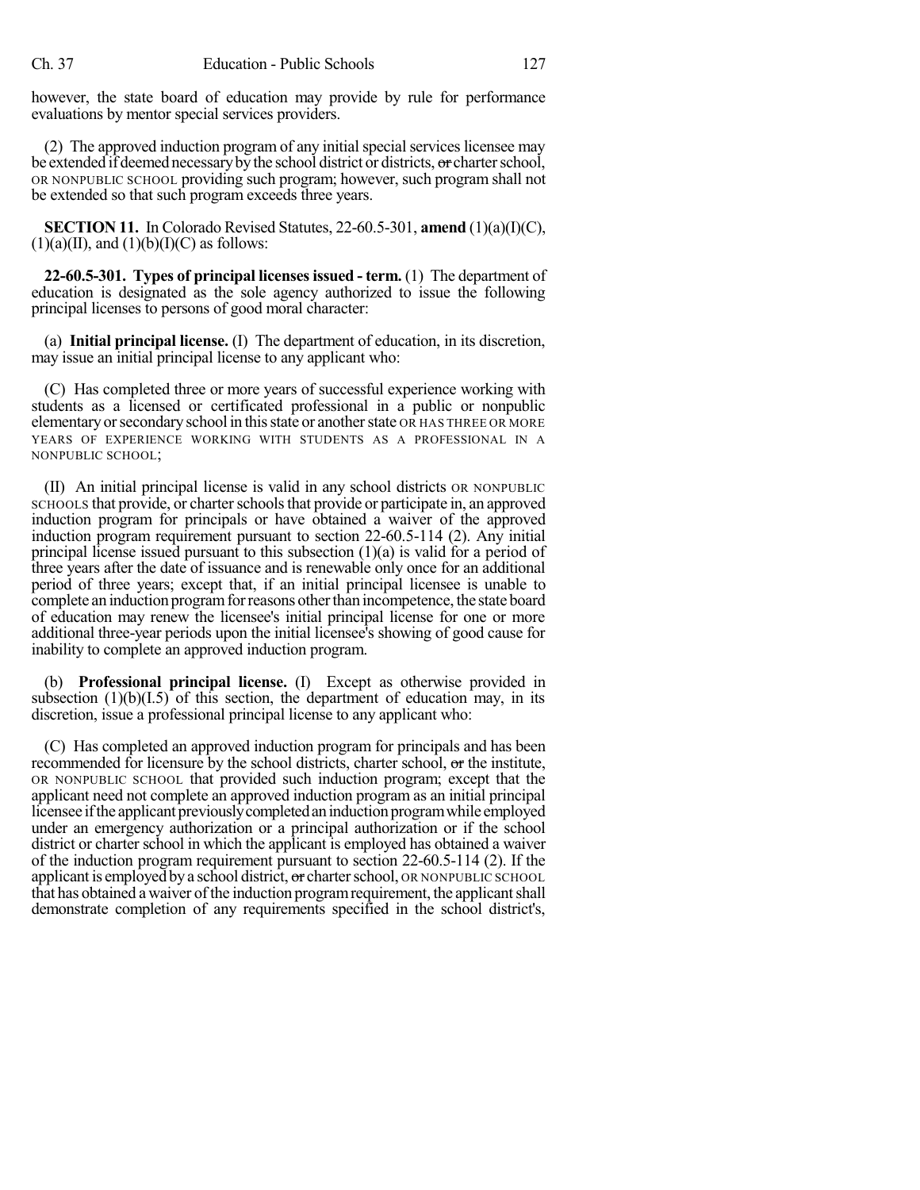however, the state board of education may provide by rule for performance evaluations by mentor special services providers.

(2) The approved induction program of any initial special services licensee may be extended if deemed necessary by the school district or districts, or charter school, OR NONPUBLIC SCHOOL providing such program; however, such program shall not be extended so that such program exceeds three years.

**SECTION 11.** In Colorado Revised Statutes, 22-60.5-301, **amend** (1)(a)(I)(C), (1)(a)(II), and (1)(b)(I)(C) as follows:

**22-60.5-301. Types of principal licenses issued - term.** (1) The department of education is designated as the sole agency authorized to issue the following principal licenses to persons of good moral character:

(a) **Initial principal license.** (I) The department of education, in its discretion, may issue an initial principal license to any applicant who:

(C) Has completed three or more years of successful experience working with students as a licensed or certificated professional in a public or nonpublic elementary or secondary school in this state or another state OR HAS THREE OR MORE YEARS OF EXPERIENCE WORKING WITH STUDENTS AS A PROFESSIONAL IN A NONPUBLIC SCHOOL;

(II) An initial principal license is valid in any school districts OR NONPUBLIC SCHOOLS that provide, or charter schools that provide or participate in, an approved induction program for principals or have obtained a waiver of the approved induction program requirement pursuant to section 22-60.5-114 (2). Any initial principal license issued pursuant to this subsection (1)(a) is valid for a period of three years after the date of issuance and is renewable only once for an additional period of three years; except that, if an initial principal licensee is unable to complete an induction program for reasons other than incompetence, the state board of education may renew the licensee's initial principal license for one or more additional three-year periods upon the initial licensee's showing of good cause for inability to complete an approved induction program.

(b) **Professional principal license.** (I) Except as otherwise provided in subsection (1)(b)(I.5) of this section, the department of education may, in its discretion, issue a professional principal license to any applicant who:

(C) Has completed an approved induction program for principals and has been recommended for licensure by the school districts, charter school, or the institute, OR NONPUBLIC SCHOOL that provided such induction program; except that the applicant need not complete an approved induction program as an initial principal licensee if the applicant previously completed an induction program while employed under an emergency authorization or a principal authorization or if the school district or charter school in which the applicant is employed has obtained a waiver of the induction program requirement pursuant to section 22-60.5-114 (2). If the applicant is employed by a school district, or charter school, OR NONPUBLIC SCHOOL that has obtained a waiver of the induction program requirement, the applicant shall demonstrate completion of any requirements specified in the school district's,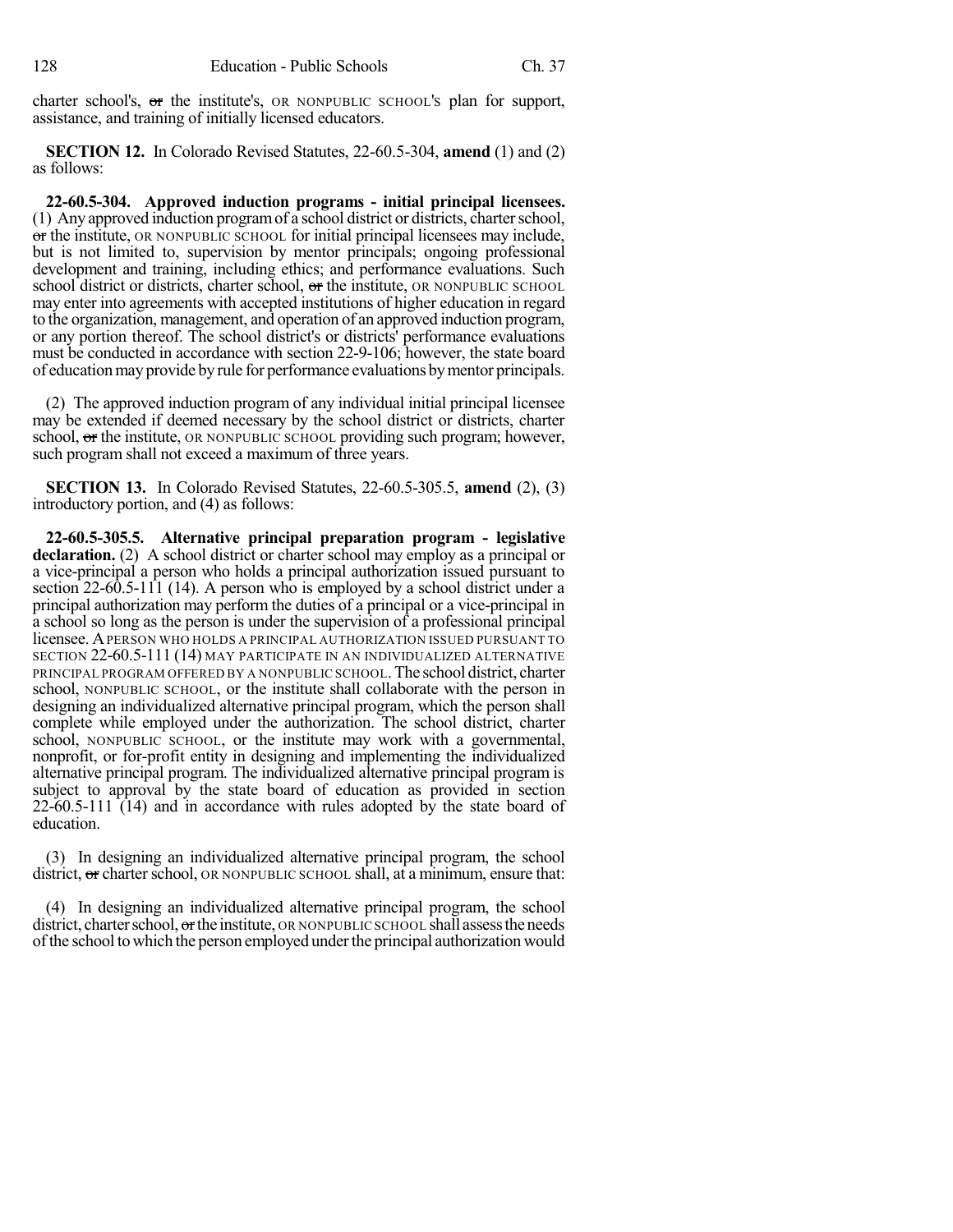charter school's, ~~or~~ the institute's, OR NONPUBLIC SCHOOL'S plan for support, assistance, and training of initially licensed educators.

**SECTION 12.** In Colorado Revised Statutes, 22-60.5-304, **amend** (1) and (2) as follows:

**22-60.5-304. Approved induction programs - initial principal licensees.** (1) Any approved induction program of a school district or districts, charter school, ~~or~~ the institute, OR NONPUBLIC SCHOOL for initial principal licensees may include, but is not limited to, supervision by mentor principals; ongoing professional development and training, including ethics; and performance evaluations. Such school district or districts, charter school, ~~or~~ the institute, OR NONPUBLIC SCHOOL may enter into agreements with accepted institutions of higher education in regard to the organization, management, and operation of an approved induction program, or any portion thereof. The school district's or districts' performance evaluations must be conducted in accordance with section 22-9-106; however, the state board of education may provide by rule for performance evaluations by mentor principals.

(2) The approved induction program of any individual initial principal licensee may be extended if deemed necessary by the school district or districts, charter school, ~~or~~ the institute, OR NONPUBLIC SCHOOL providing such program; however, such program shall not exceed a maximum of three years.

**SECTION 13.** In Colorado Revised Statutes, 22-60.5-305.5, **amend** (2), (3) introductory portion, and (4) as follows:

**22-60.5-305.5. Alternative principal preparation program - legislative declaration.** (2) A school district or charter school may employ as a principal or a vice-principal a person who holds a principal authorization issued pursuant to section 22-60.5-111 (14). A person who is employed by a school district under a principal authorization may perform the duties of a principal or a vice-principal in a school so long as the person is under the supervision of a professional principal licensee. A PERSON WHO HOLDS A PRINCIPAL AUTHORIZATION ISSUED PURSUANT TO SECTION 22-60.5-111 (14) MAY PARTICIPATE IN AN INDIVIDUALIZED ALTERNATIVE PRINCIPAL PROGRAM OFFERED BY A NONPUBLIC SCHOOL. The school district, charter school, NONPUBLIC SCHOOL, or the institute shall collaborate with the person in designing an individualized alternative principal program, which the person shall complete while employed under the authorization. The school district, charter school, NONPUBLIC SCHOOL, or the institute may work with a governmental, nonprofit, or for-profit entity in designing and implementing the individualized alternative principal program. The individualized alternative principal program is subject to approval by the state board of education as provided in section 22-60.5-111 (14) and in accordance with rules adopted by the state board of education.

(3) In designing an individualized alternative principal program, the school district, ~~or~~ charter school, OR NONPUBLIC SCHOOL shall, at a minimum, ensure that:

(4) In designing an individualized alternative principal program, the school district, charter school, ~~or~~ the institute, OR NONPUBLIC SCHOOL shall assess the needs of the school to which the person employed under the principal authorization would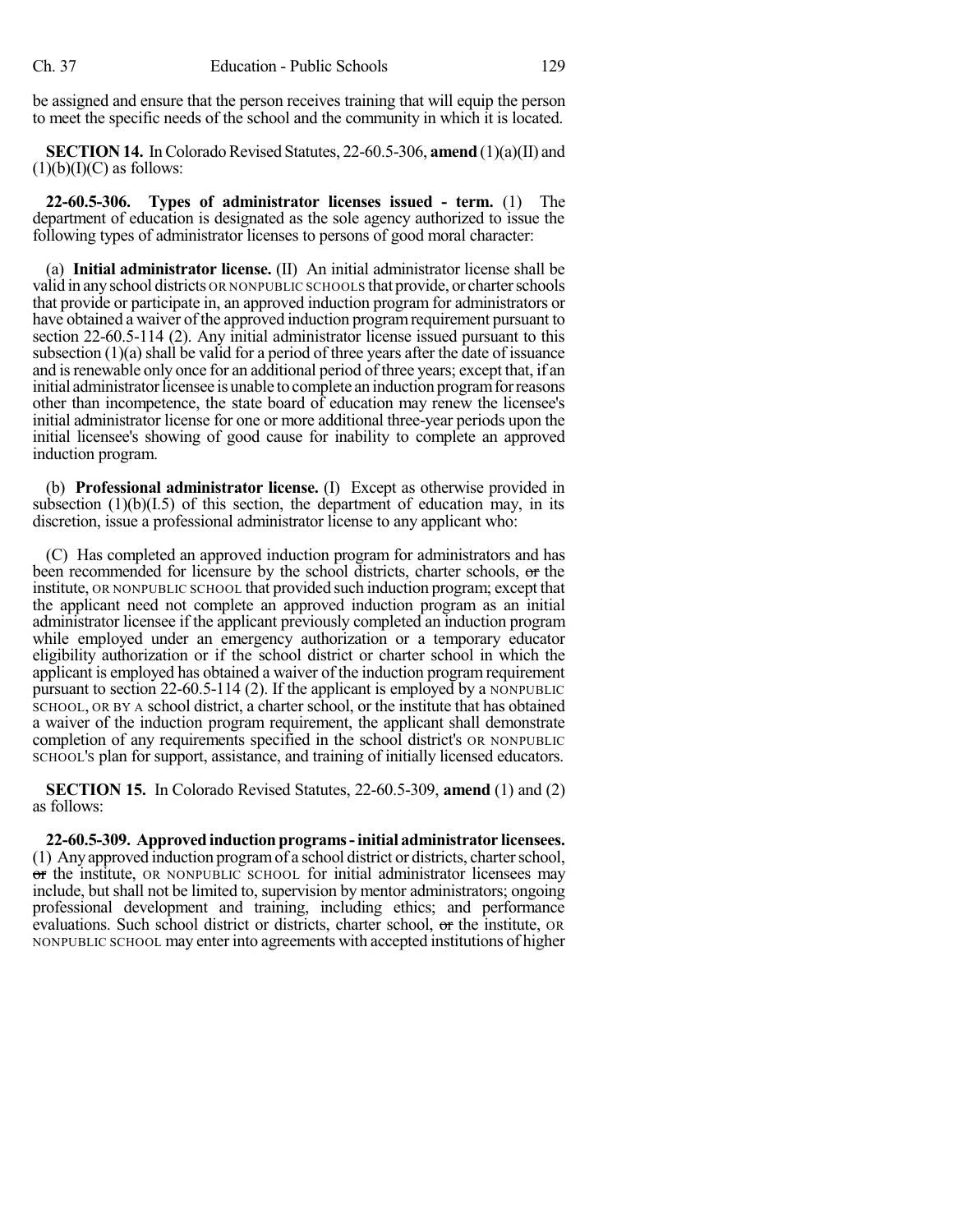be assigned and ensure that the person receives training that will equip the person to meet the specific needs of the school and the community in which it is located.

**SECTION 14.** In Colorado Revised Statutes, 22-60.5-306, **amend** (1)(a)(II) and (1)(b)(I)(C) as follows:

**22-60.5-306. Types of administrator licenses issued - term.** (1) The department of education is designated as the sole agency authorized to issue the following types of administrator licenses to persons of good moral character:

(a) **Initial administrator license.** (II) An initial administrator license shall be valid in any school districts OR NONPUBLIC SCHOOLS that provide, or charter schools that provide or participate in, an approved induction program for administrators or have obtained a waiver of the approved induction program requirement pursuant to section 22-60.5-114 (2). Any initial administrator license issued pursuant to this subsection (1)(a) shall be valid for a period of three years after the date of issuance and is renewable only once for an additional period of three years; except that, if an initial administrator licensee is unable to complete an induction program for reasons other than incompetence, the state board of education may renew the licensee's initial administrator license for one or more additional three-year periods upon the initial licensee's showing of good cause for inability to complete an approved induction program.

(b) **Professional administrator license.** (I) Except as otherwise provided in subsection (1)(b)(I.5) of this section, the department of education may, in its discretion, issue a professional administrator license to any applicant who:

(C) Has completed an approved induction program for administrators and has been recommended for licensure by the school districts, charter schools, ~~or~~ the institute, OR NONPUBLIC SCHOOL that provided such induction program; except that the applicant need not complete an approved induction program as an initial administrator licensee if the applicant previously completed an induction program while employed under an emergency authorization or a temporary educator eligibility authorization or if the school district or charter school in which the applicant is employed has obtained a waiver of the induction program requirement pursuant to section 22-60.5-114 (2). If the applicant is employed by a NONPUBLIC SCHOOL, OR BY A school district, a charter school, or the institute that has obtained a waiver of the induction program requirement, the applicant shall demonstrate completion of any requirements specified in the school district's OR NONPUBLIC SCHOOL's plan for support, assistance, and training of initially licensed educators.

**SECTION 15.** In Colorado Revised Statutes, 22-60.5-309, **amend** (1) and (2) as follows:

**22-60.5-309. Approved induction programs - initial administrator licensees.** (1) Any approved induction program of a school district or districts, charter school, ~~or~~ the institute, OR NONPUBLIC SCHOOL for initial administrator licensees may include, but shall not be limited to, supervision by mentor administrators; ongoing professional development and training, including ethics; and performance evaluations. Such school district or districts, charter school, ~~or~~ the institute, OR NONPUBLIC SCHOOL may enter into agreements with accepted institutions of higher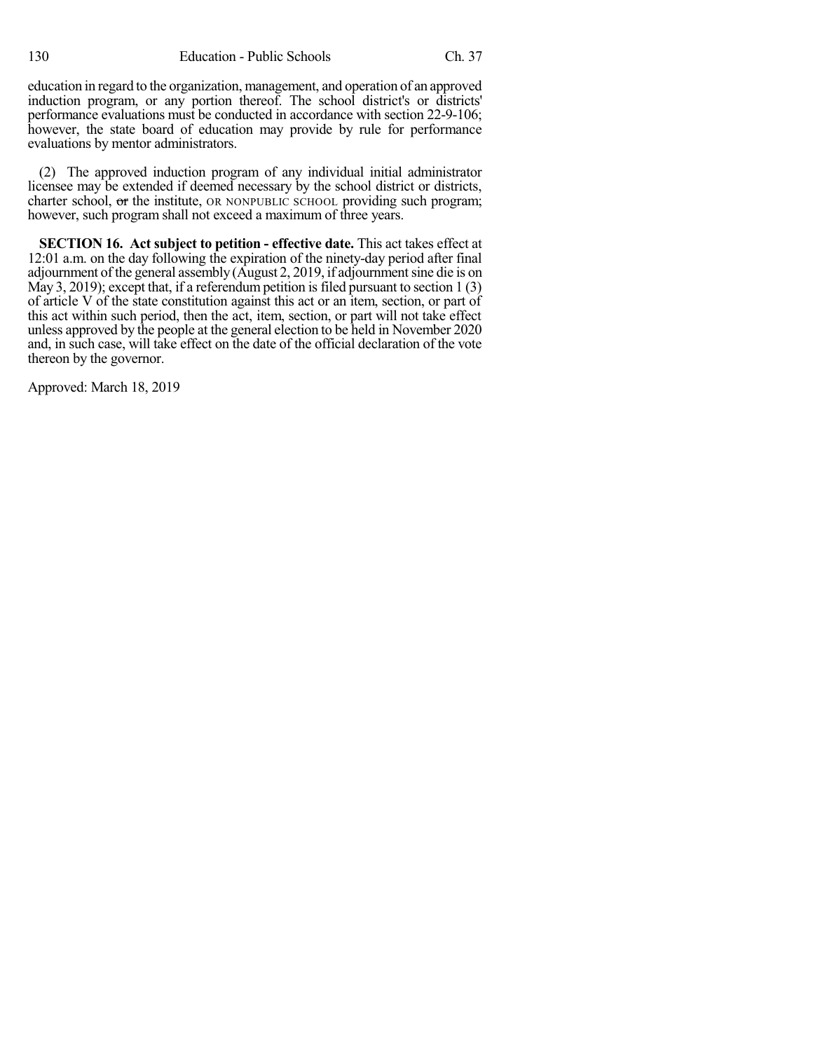education in regard to the organization, management, and operation of an approved induction program, or any portion thereof. The school district's or districts' performance evaluations must be conducted in accordance with section 22-9-106; however, the state board of education may provide by rule for performance evaluations by mentor administrators.

(2) The approved induction program of any individual initial administrator licensee may be extended if deemed necessary by the school district or districts, charter school, ~~or~~ the institute, OR NONPUBLIC SCHOOL providing such program; however, such program shall not exceed a maximum of three years.

**SECTION 16. Act subject to petition - effective date.** This act takes effect at 12:01 a.m. on the day following the expiration of the ninety-day period after final adjournment of the general assembly (August 2, 2019, if adjournment sine die is on May 3, 2019); except that, if a referendum petition is filed pursuant to section 1 (3) of article V of the state constitution against this act or an item, section, or part of this act within such period, then the act, item, section, or part will not take effect unless approved by the people at the general election to be held in November 2020 and, in such case, will take effect on the date of the official declaration of the vote thereon by the governor.

Approved: March 18, 2019